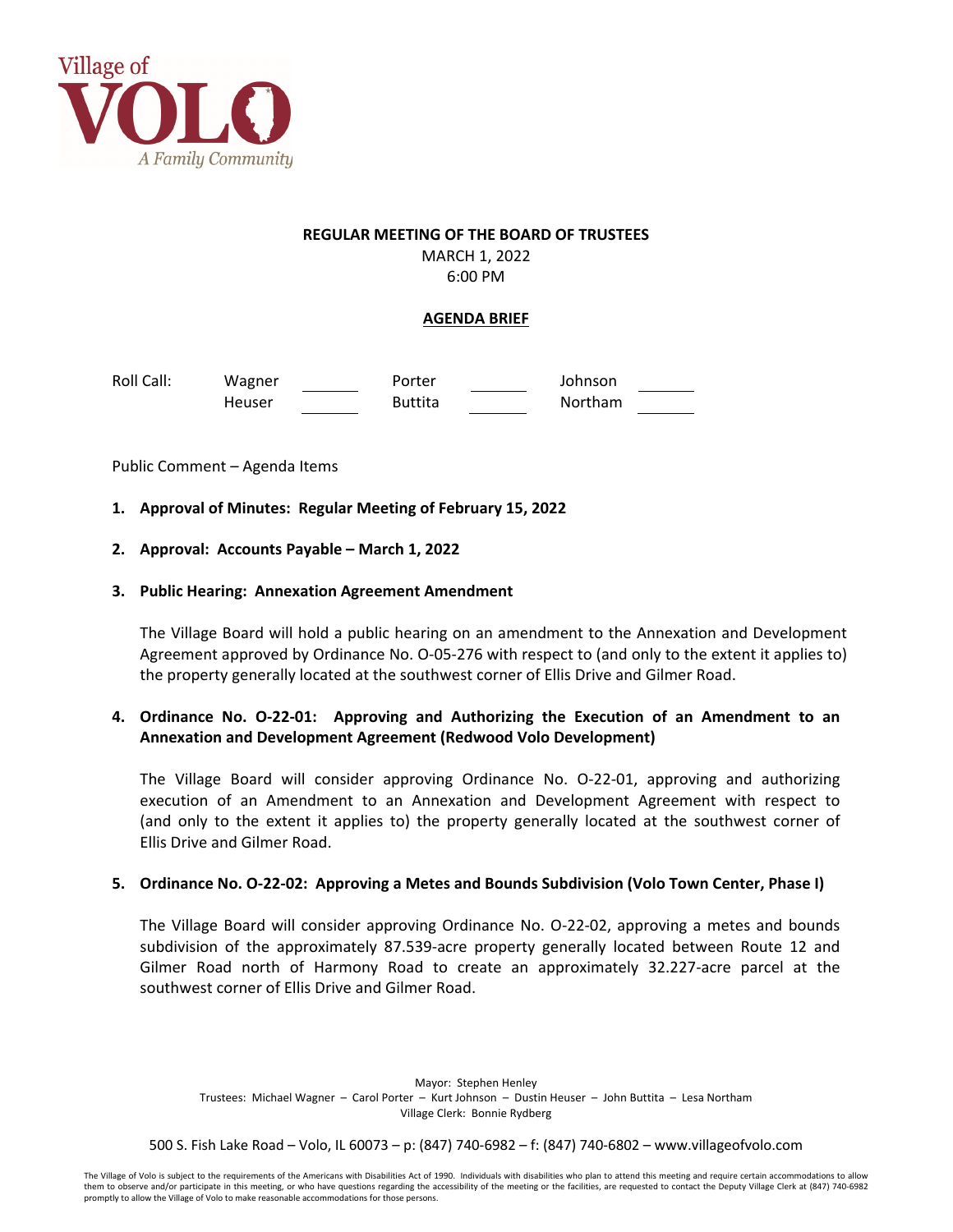Village of

# VOLO

*A Family Community*

**REGULAR MEETING OF THE BOARD OF TRUSTEES**

MARCH 1, 2022

6:00 PM

**AGENDA BRIEF**

| Roll Call: | Wagner | ______ | Porter | ______ | Johnson | ______ |
|---|---|---|---|---|---|---|
| | Heuser | ______ | Buttita | ______ | Northam | ______ |

Public Comment – Agenda Items

1. **Approval of Minutes: Regular Meeting of February 15, 2022**

2. **Approval: Accounts Payable – March 1, 2022**

3. **Public Hearing: Annexation Agreement Amendment**

   The Village Board will hold a public hearing on an amendment to the Annexation and Development Agreement approved by Ordinance No. O-05-276 with respect to (and only to the extent it applies to) the property generally located at the southwest corner of Ellis Drive and Gilmer Road.

4. **Ordinance No. O-22-01: Approving and Authorizing the Execution of an Amendment to an Annexation and Development Agreement (Redwood Volo Development)**

   The Village Board will consider approving Ordinance No. O-22-01, approving and authorizing execution of an Amendment to an Annexation and Development Agreement with respect to (and only to the extent it applies to) the property generally located at the southwest corner of Ellis Drive and Gilmer Road.

5. **Ordinance No. O-22-02: Approving a Metes and Bounds Subdivision (Volo Town Center, Phase I)**

   The Village Board will consider approving Ordinance No. O-22-02, approving a metes and bounds subdivision of the approximately 87.539-acre property generally located between Route 12 and Gilmer Road north of Harmony Road to create an approximately 32.227-acre parcel at the southwest corner of Ellis Drive and Gilmer Road.

Mayor: Stephen Henley
Trustees: Michael Wagner – Carol Porter – Kurt Johnson – Dustin Heuser – John Buttita – Lesa Northam
Village Clerk: Bonnie Rydberg

500 S. Fish Lake Road – Volo, IL 60073 – p: (847) 740-6982 – f: (847) 740-6802 – www.villageofvolo.com

The Village of Volo is subject to the requirements of the Americans with Disabilities Act of 1990. Individuals with disabilities who plan to attend this meeting and require certain accommodations to allow them to observe and/or participate in this meeting, or who have questions regarding the accessibility of the meeting or the facilities, are requested to contact the Deputy Village Clerk at (847) 740-6982 promptly to allow the Village of Volo to make reasonable accommodations for those persons.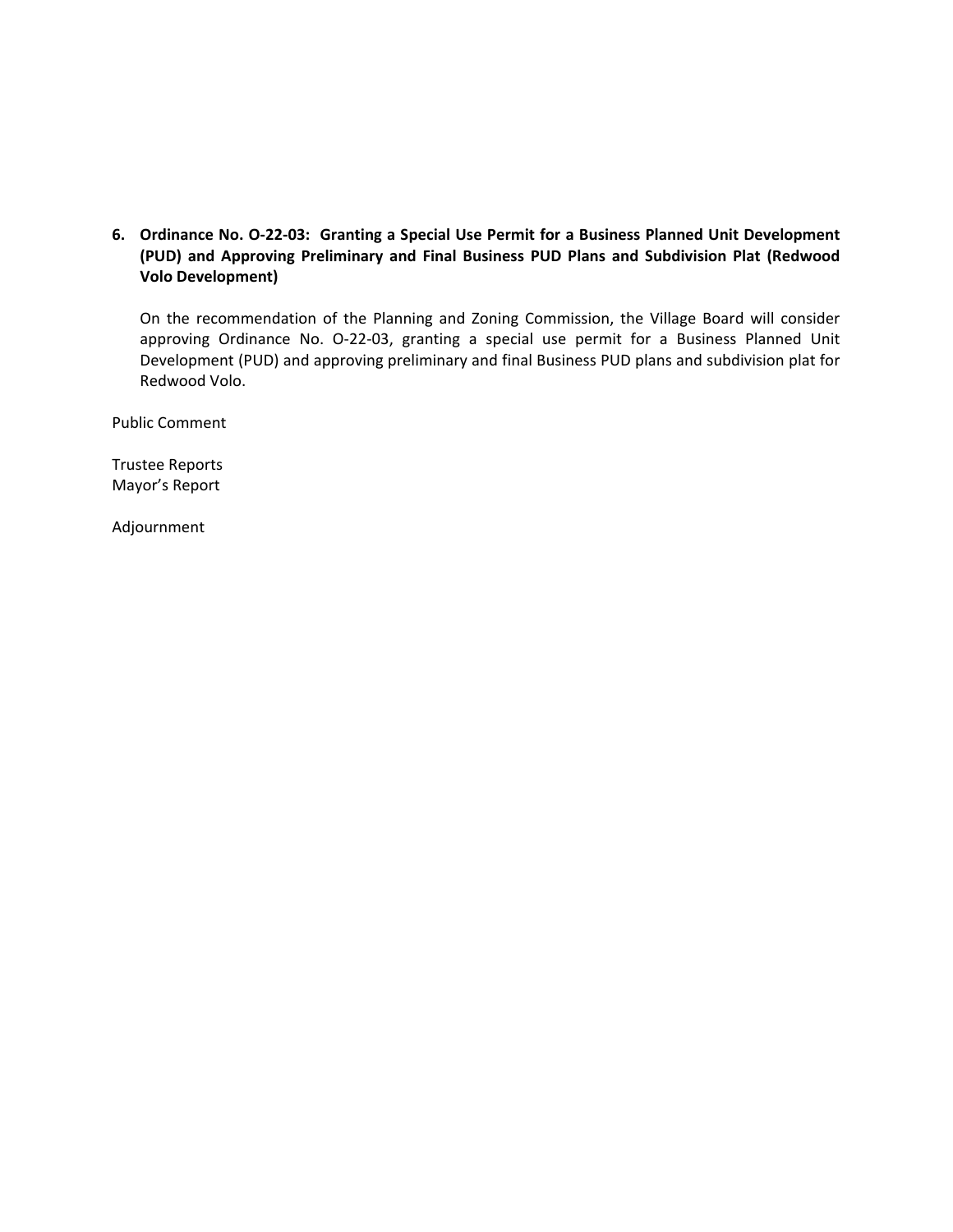6. **Ordinance No. O-22-03: Granting a Special Use Permit for a Business Planned Unit Development (PUD) and Approving Preliminary and Final Business PUD Plans and Subdivision Plat (Redwood Volo Development)**

   On the recommendation of the Planning and Zoning Commission, the Village Board will consider approving Ordinance No. O-22-03, granting a special use permit for a Business Planned Unit Development (PUD) and approving preliminary and final Business PUD plans and subdivision plat for Redwood Volo.

Public Comment

Trustee Reports
Mayor's Report

Adjournment